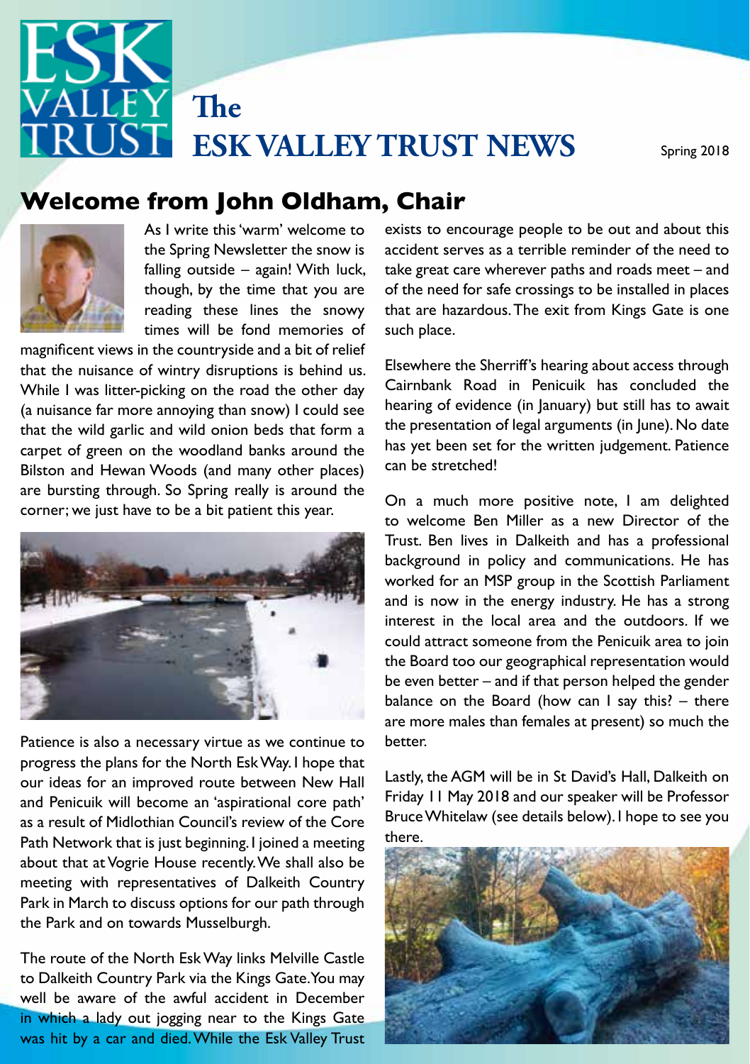# The ESK VALLEY TRUST NEWS

Spring 2018

## Welcome from John Oldham, Chair

As I write this 'warm' welcome to the Spring Newsletter the snow is falling outside – again! With luck, though, by the time that you are reading these lines the snowy times will be fond memories of magnificent views in the countryside and a bit of relief that the nuisance of wintry disruptions is behind us. While I was litter-picking on the road the other day (a nuisance far more annoying than snow) I could see that the wild garlic and wild onion beds that form a carpet of green on the woodland banks around the Bilston and Hewan Woods (and many other places) are bursting through. So Spring really is around the corner; we just have to be a bit patient this year.

Patience is also a necessary virtue as we continue to progress the plans for the North Esk Way. I hope that our ideas for an improved route between New Hall and Penicuik will become an 'aspirational core path' as a result of Midlothian Council's review of the Core Path Network that is just beginning. I joined a meeting about that at Vogrie House recently. We shall also be meeting with representatives of Dalkeith Country Park in March to discuss options for our path through the Park and on towards Musselburgh.

The route of the North Esk Way links Melville Castle to Dalkeith Country Park via the Kings Gate. You may well be aware of the awful accident in December in which a lady out jogging near to the Kings Gate was hit by a car and died. While the Esk Valley Trust exists to encourage people to be out and about this accident serves as a terrible reminder of the need to take great care wherever paths and roads meet – and of the need for safe crossings to be installed in places that are hazardous. The exit from Kings Gate is one such place.

Elsewhere the Sherriff's hearing about access through Cairnbank Road in Penicuik has concluded the hearing of evidence (in January) but still has to await the presentation of legal arguments (in June). No date has yet been set for the written judgement. Patience can be stretched!

On a much more positive note, I am delighted to welcome Ben Miller as a new Director of the Trust. Ben lives in Dalkeith and has a professional background in policy and communications. He has worked for an MSP group in the Scottish Parliament and is now in the energy industry. He has a strong interest in the local area and the outdoors. If we could attract someone from the Penicuik area to join the Board too our geographical representation would be even better – and if that person helped the gender balance on the Board (how can I say this? – there are more males than females at present) so much the better.

Lastly, the AGM will be in St David's Hall, Dalkeith on Friday 11 May 2018 and our speaker will be Professor Bruce Whitelaw (see details below). I hope to see you there.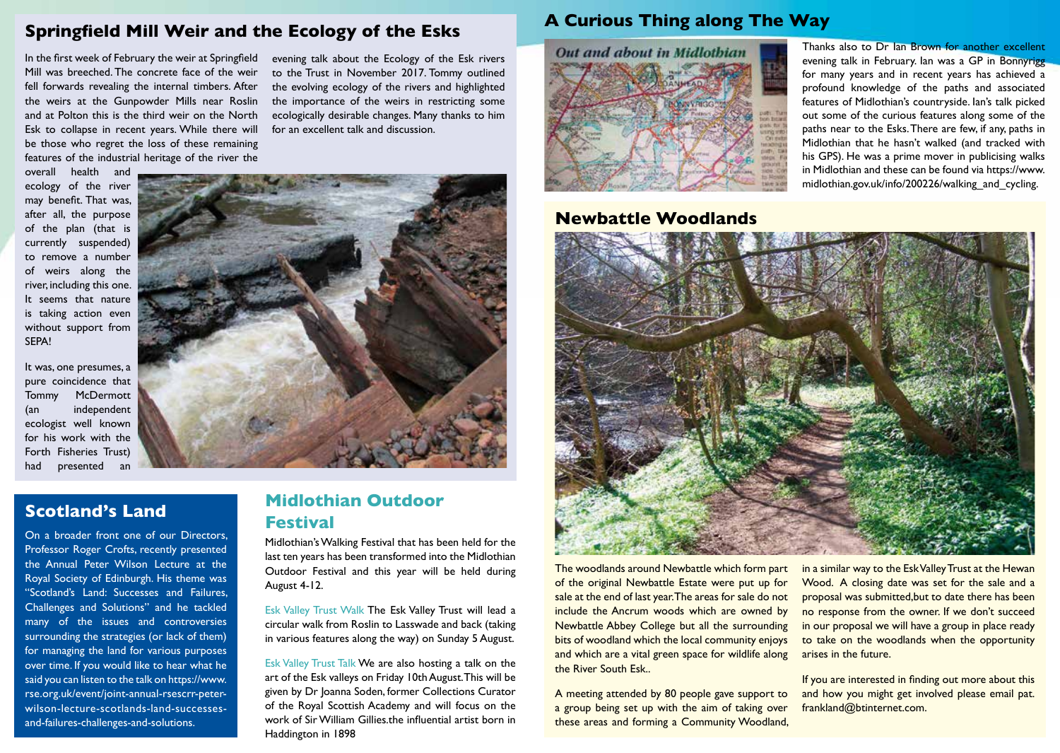## Springfield Mill Weir and the Ecology of the Esks

In the first week of February the weir at Springfield Mill was breeched. The concrete face of the weir fell forwards revealing the internal timbers. After the weirs at the Gunpowder Mills near Roslin and at Polton this is the third weir on the North Esk to collapse in recent years. While there will be those who regret the loss of these remaining features of the industrial heritage of the river the overall health and ecology of the river may benefit. That was, after all, the purpose of the plan (that is currently suspended) to remove a number of weirs along the river, including this one. It seems that nature is taking action even without support from SEPA!

It was, one presumes, a pure coincidence that Tommy McDermott (an independent ecologist well known for his work with the Forth Fisheries Trust) had presented an evening talk about the Ecology of the Esk rivers to the Trust in November 2017. Tommy outlined the evolving ecology of the rivers and highlighted the importance of the weirs in restricting some ecologically desirable changes. Many thanks to him for an excellent talk and discussion.

## Scotland's Land

On a broader front one of our Directors, Professor Roger Crofts, recently presented the Annual Peter Wilson Lecture at the Royal Society of Edinburgh. His theme was "Scotland's Land: Successes and Failures, Challenges and Solutions" and he tackled many of the issues and controversies surrounding the strategies (or lack of them) for managing the land for various purposes over time. If you would like to hear what he said you can listen to the talk on https://www.rse.org.uk/event/joint-annual-rsescrr-peter-wilson-lecture-scotlands-land-successes-and-failures-challenges-and-solutions.

## Midlothian Outdoor Festival

Midlothian's Walking Festival that has been held for the last ten years has been transformed into the Midlothian Outdoor Festival and this year will be held during August 4-12.

Esk Valley Trust Walk The Esk Valley Trust will lead a circular walk from Roslin to Lasswade and back (taking in various features along the way) on Sunday 5 August.

Esk Valley Trust Talk We are also hosting a talk on the art of the Esk valleys on Friday 10th August. This will be given by Dr Joanna Soden, former Collections Curator of the Royal Scottish Academy and will focus on the work of Sir William Gillies.the influential artist born in Haddington in 1898

## A Curious Thing along The Way

Thanks also to Dr Ian Brown for another excellent evening talk in February. Ian was a GP in Bonnyrigg for many years and in recent years has achieved a profound knowledge of the paths and associated features of Midlothian's countryside. Ian's talk picked out some of the curious features along some of the paths near to the Esks. There are few, if any, paths in Midlothian that he hasn't walked (and tracked with his GPS). He was a prime mover in publicising walks in Midlothian and these can be found via https://www.midlothian.gov.uk/info/200226/walking_and_cycling.

## Newbattle Woodlands

The woodlands around Newbattle which form part of the original Newbattle Estate were put up for sale at the end of last year. The areas for sale do not include the Ancrum woods which are owned by Newbattle Abbey College but all the surrounding bits of woodland which the local community enjoys and which are a vital green space for wildlife along the River South Esk..

A meeting attended by 80 people gave support to a group being set up with the aim of taking over these areas and forming a Community Woodland, in a similar way to the Esk Valley Trust at the Hewan Wood. A closing date was set for the sale and a proposal was submitted,but to date there has been no response from the owner. If we don't succeed in our proposal we will have a group in place ready to take on the woodlands when the opportunity arises in the future.

If you are interested in finding out more about this and how you might get involved please email pat.frankland@btinternet.com.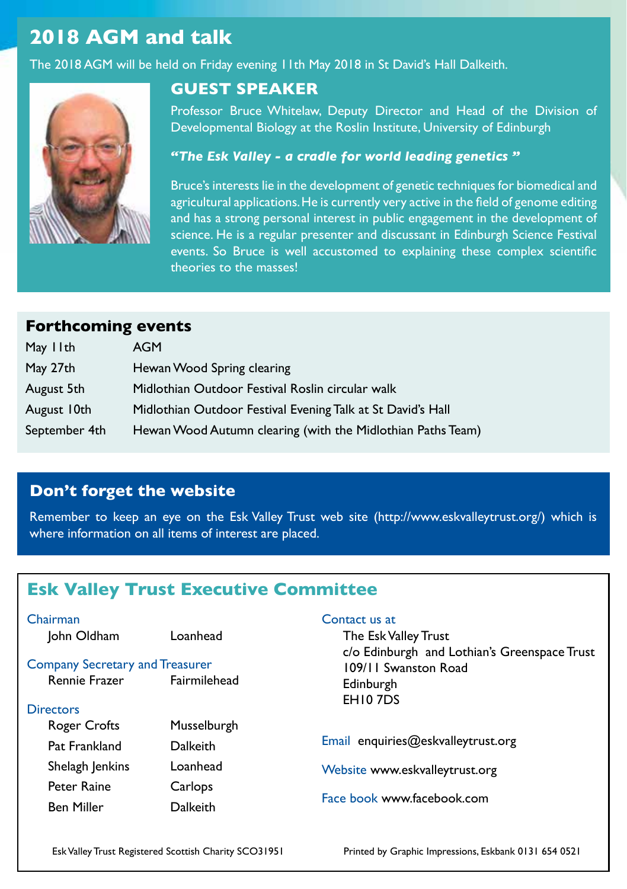## 2018 AGM and talk

The 2018 AGM will be held on Friday evening 11th May 2018 in St David's Hall Dalkeith.

### GUEST SPEAKER

Professor Bruce Whitelaw, Deputy Director and Head of the Division of Developmental Biology at the Roslin Institute, University of Edinburgh

***"The Esk Valley - a cradle for world leading genetics "***

Bruce's interests lie in the development of genetic techniques for biomedical and agricultural applications. He is currently very active in the field of genome editing and has a strong personal interest in public engagement in the development of science. He is a regular presenter and discussant in Edinburgh Science Festival events. So Bruce is well accustomed to explaining these complex scientific theories to the masses!

## Forthcoming events

| | |
|---|---|
| May 11th | AGM |
| May 27th | Hewan Wood Spring clearing |
| August 5th | Midlothian Outdoor Festival Roslin circular walk |
| August 10th | Midlothian Outdoor Festival Evening Talk at St David's Hall |
| September 4th | Hewan Wood Autumn clearing (with the Midlothian Paths Team) |

## Don't forget the website

Remember to keep an eye on the Esk Valley Trust web site (http://www.eskvalleytrust.org/) which is where information on all items of interest are placed.

## Esk Valley Trust Executive Committee

**Chairman**

| | |
|---|---|
| John Oldham | Loanhead |

**Company Secretary and Treasurer**

| | |
|---|---|
| Rennie Frazer | Fairmilehead |

**Directors**

| | |
|---|---|
| Roger Crofts | Musselburgh |
| Pat Frankland | Dalkeith |
| Shelagh Jenkins | Loanhead |
| Peter Raine | Carlops |
| Ben Miller | Dalkeith |

**Contact us at**

The Esk Valley Trust
c/o Edinburgh and Lothian's Greenspace Trust
109/11 Swanston Road
Edinburgh
EH10 7DS

Email enquiries@eskvalleytrust.org

Website www.eskvalleytrust.org

Face book www.facebook.com

Esk Valley Trust Registered Scottish Charity SCO31951

Printed by Graphic Impressions, Eskbank 0131 654 0521